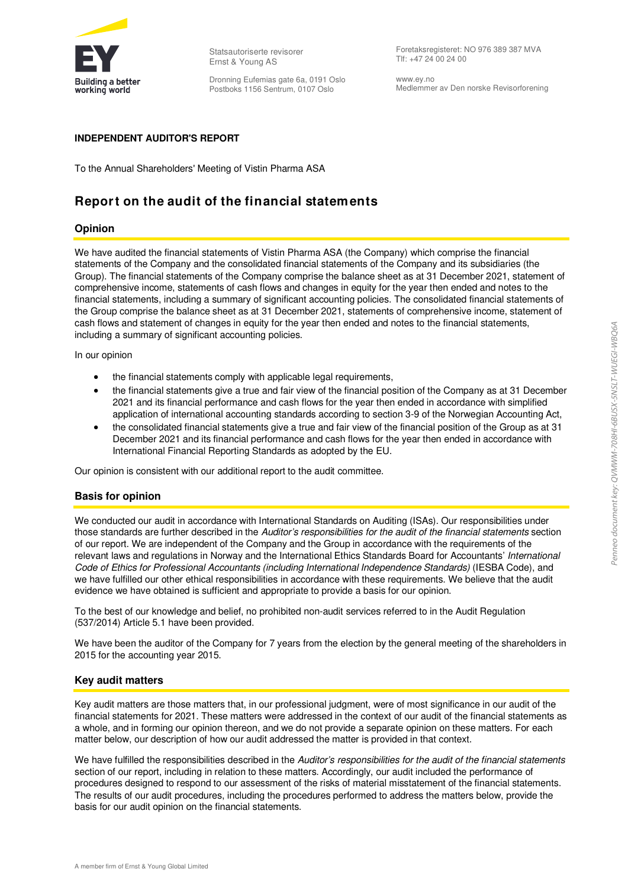Statsautoriserte revisorer
Ernst & Young AS

Dronning Eufemias gate 6a, 0191 Oslo
Postboks 1156 Sentrum, 0107 Oslo

Foretaksregisteret: NO 976 389 387 MVA
Tlf: +47 24 00 24 00

www.ey.no
Medlemmer av Den norske Revisorforening

**INDEPENDENT AUDITOR'S REPORT**

To the Annual Shareholders' Meeting of Vistin Pharma ASA

# Report on the audit of the financial statements

## Opinion

We have audited the financial statements of Vistin Pharma ASA (the Company) which comprise the financial statements of the Company and the consolidated financial statements of the Company and its subsidiaries (the Group). The financial statements of the Company comprise the balance sheet as at 31 December 2021, statement of comprehensive income, statements of cash flows and changes in equity for the year then ended and notes to the financial statements, including a summary of significant accounting policies. The consolidated financial statements of the Group comprise the balance sheet as at 31 December 2021, statements of comprehensive income, statement of cash flows and statement of changes in equity for the year then ended and notes to the financial statements, including a summary of significant accounting policies.

In our opinion

- the financial statements comply with applicable legal requirements,
- the financial statements give a true and fair view of the financial position of the Company as at 31 December 2021 and its financial performance and cash flows for the year then ended in accordance with simplified application of international accounting standards according to section 3-9 of the Norwegian Accounting Act,
- the consolidated financial statements give a true and fair view of the financial position of the Group as at 31 December 2021 and its financial performance and cash flows for the year then ended in accordance with International Financial Reporting Standards as adopted by the EU.

Our opinion is consistent with our additional report to the audit committee.

## Basis for opinion

We conducted our audit in accordance with International Standards on Auditing (ISAs). Our responsibilities under those standards are further described in the *Auditor's responsibilities for the audit of the financial statements* section of our report. We are independent of the Company and the Group in accordance with the requirements of the relevant laws and regulations in Norway and the International Ethics Standards Board for Accountants' *International Code of Ethics for Professional Accountants (including International Independence Standards)* (IESBA Code), and we have fulfilled our other ethical responsibilities in accordance with these requirements. We believe that the audit evidence we have obtained is sufficient and appropriate to provide a basis for our opinion.

To the best of our knowledge and belief, no prohibited non-audit services referred to in the Audit Regulation (537/2014) Article 5.1 have been provided.

We have been the auditor of the Company for 7 years from the election by the general meeting of the shareholders in 2015 for the accounting year 2015.

## Key audit matters

Key audit matters are those matters that, in our professional judgment, were of most significance in our audit of the financial statements for 2021. These matters were addressed in the context of our audit of the financial statements as a whole, and in forming our opinion thereon, and we do not provide a separate opinion on these matters. For each matter below, our description of how our audit addressed the matter is provided in that context.

We have fulfilled the responsibilities described in the *Auditor's responsibilities for the audit of the financial statements* section of our report, including in relation to these matters. Accordingly, our audit included the performance of procedures designed to respond to our assessment of the risks of material misstatement of the financial statements. The results of our audit procedures, including the procedures performed to address the matters below, provide the basis for our audit opinion on the financial statements.

A member firm of Ernst & Young Global Limited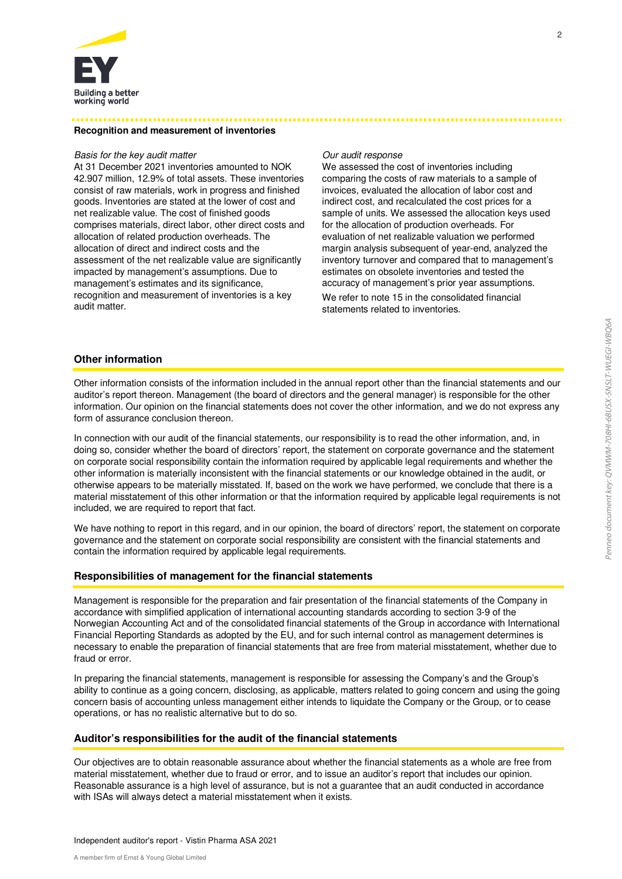### Recognition and measurement of inventories

*Basis for the key audit matter*

At 31 December 2021 inventories amounted to NOK 42.907 million, 12.9% of total assets. These inventories consist of raw materials, work in progress and finished goods. Inventories are stated at the lower of cost and net realizable value. The cost of finished goods comprises materials, direct labor, other direct costs and allocation of related production overheads. The allocation of direct and indirect costs and the assessment of the net realizable value are significantly impacted by management's assumptions. Due to management's estimates and its significance, recognition and measurement of inventories is a key audit matter.

*Our audit response*

We assessed the cost of inventories including comparing the costs of raw materials to a sample of invoices, evaluated the allocation of labor cost and indirect cost, and recalculated the cost prices for a sample of units. We assessed the allocation keys used for the allocation of production overheads. For evaluation of net realizable valuation we performed margin analysis subsequent of year-end, analyzed the inventory turnover and compared that to management's estimates on obsolete inventories and tested the accuracy of management's prior year assumptions.

We refer to note 15 in the consolidated financial statements related to inventories.

## Other information

Other information consists of the information included in the annual report other than the financial statements and our auditor's report thereon. Management (the board of directors and the general manager) is responsible for the other information. Our opinion on the financial statements does not cover the other information, and we do not express any form of assurance conclusion thereon.

In connection with our audit of the financial statements, our responsibility is to read the other information, and, in doing so, consider whether the board of directors' report, the statement on corporate governance and the statement on corporate social responsibility contain the information required by applicable legal requirements and whether the other information is materially inconsistent with the financial statements or our knowledge obtained in the audit, or otherwise appears to be materially misstated. If, based on the work we have performed, we conclude that there is a material misstatement of this other information or that the information required by applicable legal requirements is not included, we are required to report that fact.

We have nothing to report in this regard, and in our opinion, the board of directors' report, the statement on corporate governance and the statement on corporate social responsibility are consistent with the financial statements and contain the information required by applicable legal requirements.

## Responsibilities of management for the financial statements

Management is responsible for the preparation and fair presentation of the financial statements of the Company in accordance with simplified application of international accounting standards according to section 3-9 of the Norwegian Accounting Act and of the consolidated financial statements of the Group in accordance with International Financial Reporting Standards as adopted by the EU, and for such internal control as management determines is necessary to enable the preparation of financial statements that are free from material misstatement, whether due to fraud or error.

In preparing the financial statements, management is responsible for assessing the Company's and the Group's ability to continue as a going concern, disclosing, as applicable, matters related to going concern and using the going concern basis of accounting unless management either intends to liquidate the Company or the Group, or to cease operations, or has no realistic alternative but to do so.

## Auditor's responsibilities for the audit of the financial statements

Our objectives are to obtain reasonable assurance about whether the financial statements as a whole are free from material misstatement, whether due to fraud or error, and to issue an auditor's report that includes our opinion. Reasonable assurance is a high level of assurance, but is not a guarantee that an audit conducted in accordance with ISAs will always detect a material misstatement when it exists.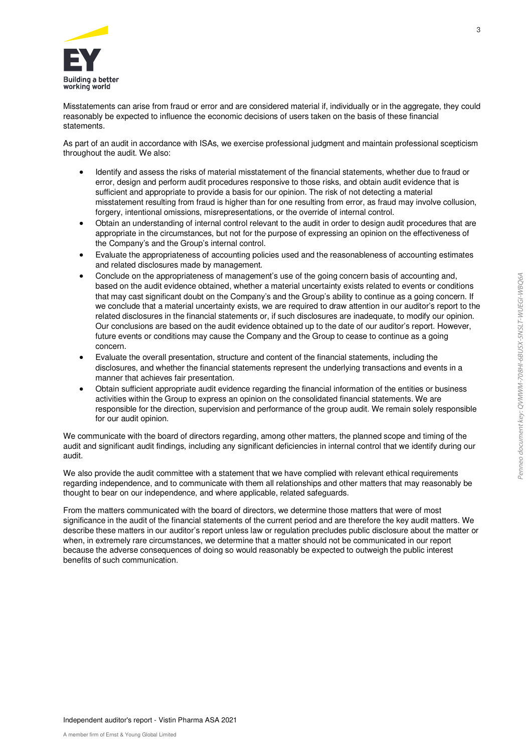Misstatements can arise from fraud or error and are considered material if, individually or in the aggregate, they could reasonably be expected to influence the economic decisions of users taken on the basis of these financial statements.

As part of an audit in accordance with ISAs, we exercise professional judgment and maintain professional scepticism throughout the audit. We also:

- Identify and assess the risks of material misstatement of the financial statements, whether due to fraud or error, design and perform audit procedures responsive to those risks, and obtain audit evidence that is sufficient and appropriate to provide a basis for our opinion. The risk of not detecting a material misstatement resulting from fraud is higher than for one resulting from error, as fraud may involve collusion, forgery, intentional omissions, misrepresentations, or the override of internal control.
- Obtain an understanding of internal control relevant to the audit in order to design audit procedures that are appropriate in the circumstances, but not for the purpose of expressing an opinion on the effectiveness of the Company's and the Group's internal control.
- Evaluate the appropriateness of accounting policies used and the reasonableness of accounting estimates and related disclosures made by management.
- Conclude on the appropriateness of management's use of the going concern basis of accounting and, based on the audit evidence obtained, whether a material uncertainty exists related to events or conditions that may cast significant doubt on the Company's and the Group's ability to continue as a going concern. If we conclude that a material uncertainty exists, we are required to draw attention in our auditor's report to the related disclosures in the financial statements or, if such disclosures are inadequate, to modify our opinion. Our conclusions are based on the audit evidence obtained up to the date of our auditor's report. However, future events or conditions may cause the Company and the Group to cease to continue as a going concern.
- Evaluate the overall presentation, structure and content of the financial statements, including the disclosures, and whether the financial statements represent the underlying transactions and events in a manner that achieves fair presentation.
- Obtain sufficient appropriate audit evidence regarding the financial information of the entities or business activities within the Group to express an opinion on the consolidated financial statements. We are responsible for the direction, supervision and performance of the group audit. We remain solely responsible for our audit opinion.

We communicate with the board of directors regarding, among other matters, the planned scope and timing of the audit and significant audit findings, including any significant deficiencies in internal control that we identify during our audit.

We also provide the audit committee with a statement that we have complied with relevant ethical requirements regarding independence, and to communicate with them all relationships and other matters that may reasonably be thought to bear on our independence, and where applicable, related safeguards.

From the matters communicated with the board of directors, we determine those matters that were of most significance in the audit of the financial statements of the current period and are therefore the key audit matters. We describe these matters in our auditor's report unless law or regulation precludes public disclosure about the matter or when, in extremely rare circumstances, we determine that a matter should not be communicated in our report because the adverse consequences of doing so would reasonably be expected to outweigh the public interest benefits of such communication.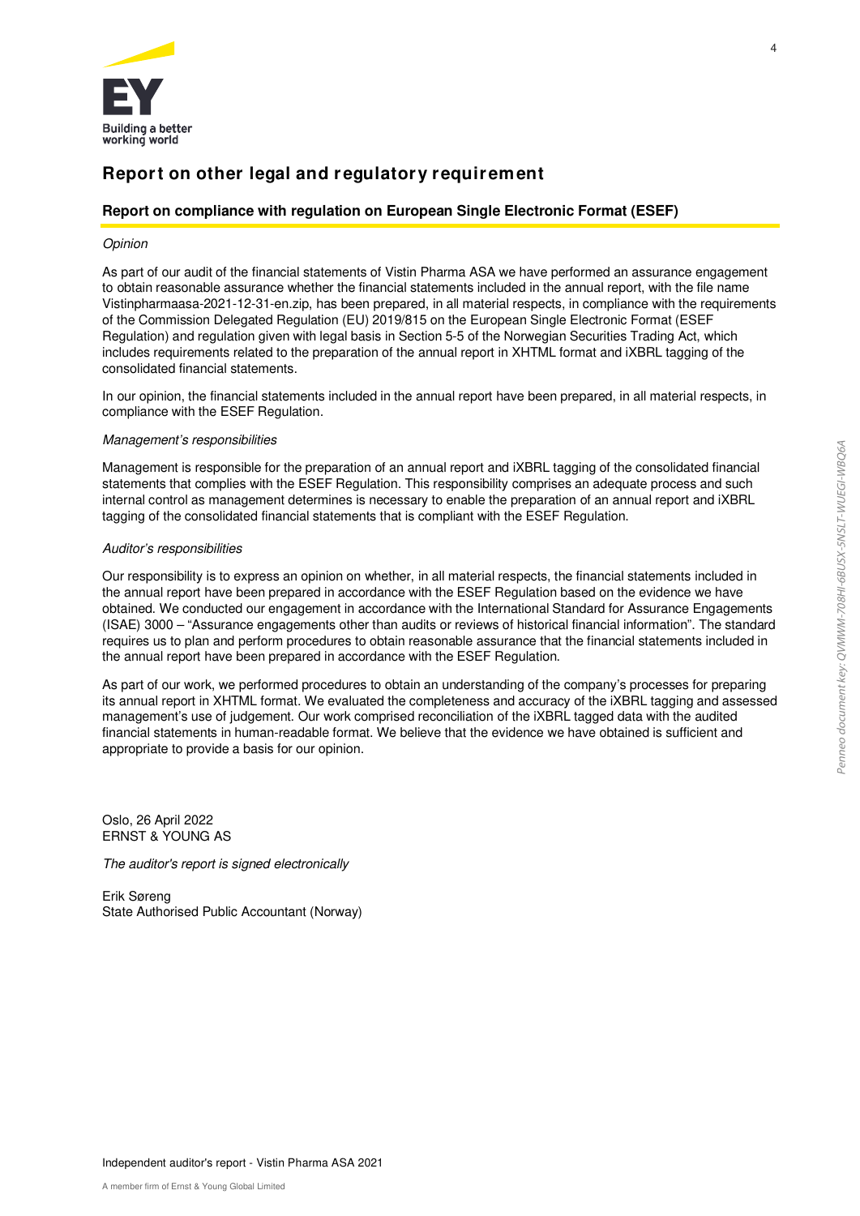## Report on other legal and regulatory requirement

### Report on compliance with regulation on European Single Electronic Format (ESEF)

*Opinion*

As part of our audit of the financial statements of Vistin Pharma ASA we have performed an assurance engagement to obtain reasonable assurance whether the financial statements included in the annual report, with the file name Vistinpharmaasa-2021-12-31-en.zip, has been prepared, in all material respects, in compliance with the requirements of the Commission Delegated Regulation (EU) 2019/815 on the European Single Electronic Format (ESEF Regulation) and regulation given with legal basis in Section 5-5 of the Norwegian Securities Trading Act, which includes requirements related to the preparation of the annual report in XHTML format and iXBRL tagging of the consolidated financial statements.

In our opinion, the financial statements included in the annual report have been prepared, in all material respects, in compliance with the ESEF Regulation.

*Management's responsibilities*

Management is responsible for the preparation of an annual report and iXBRL tagging of the consolidated financial statements that complies with the ESEF Regulation. This responsibility comprises an adequate process and such internal control as management determines is necessary to enable the preparation of an annual report and iXBRL tagging of the consolidated financial statements that is compliant with the ESEF Regulation.

*Auditor's responsibilities*

Our responsibility is to express an opinion on whether, in all material respects, the financial statements included in the annual report have been prepared in accordance with the ESEF Regulation based on the evidence we have obtained. We conducted our engagement in accordance with the International Standard for Assurance Engagements (ISAE) 3000 – "Assurance engagements other than audits or reviews of historical financial information". The standard requires us to plan and perform procedures to obtain reasonable assurance that the financial statements included in the annual report have been prepared in accordance with the ESEF Regulation.

As part of our work, we performed procedures to obtain an understanding of the company's processes for preparing its annual report in XHTML format. We evaluated the completeness and accuracy of the iXBRL tagging and assessed management's use of judgement. Our work comprised reconciliation of the iXBRL tagged data with the audited financial statements in human-readable format. We believe that the evidence we have obtained is sufficient and appropriate to provide a basis for our opinion.

Oslo, 26 April 2022
ERNST & YOUNG AS

*The auditor's report is signed electronically*

Erik Søreng
State Authorised Public Accountant (Norway)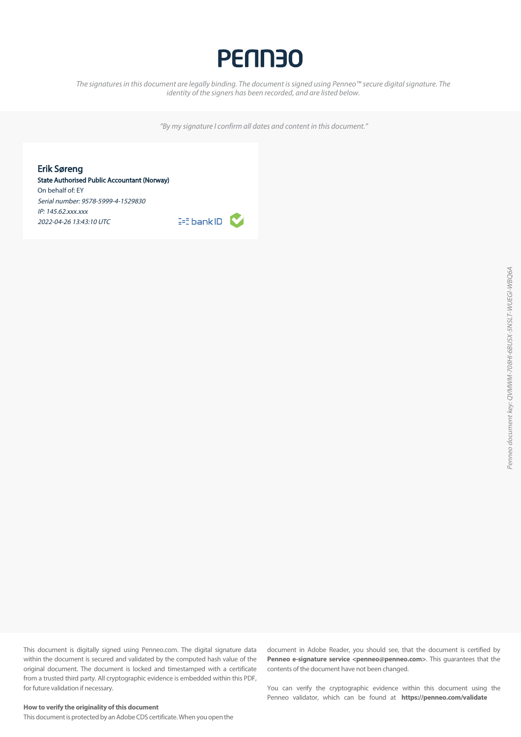# PENN30

*The signatures in this document are legally binding. The document is signed using Penneo™ secure digital signature. The identity of the signers has been recorded, and are listed below.*

*"By my signature I confirm all dates and content in this document."*

**Erik Søreng**
**State Authorised Public Accountant (Norway)**
On behalf of: EY
*Serial number: 9578-5999-4-1529830*
*IP: 145.62.xxx.xxx*
*2022-04-26 13:43:10 UTC*

bankID

*Penneo document key: QVMWM-708HI-6BUSX-5NSLT-WUEGI-WBQ6A*

This document is digitally signed using Penneo.com. The digital signature data within the document is secured and validated by the computed hash value of the original document. The document is locked and timestamped with a certificate from a trusted third party. All cryptographic evidence is embedded within this PDF, for future validation if necessary.

**How to verify the originality of this document**

This document is protected by an Adobe CDS certificate. When you open the document in Adobe Reader, you should see, that the document is certified by **Penneo e-signature service <penneo@penneo.com>**. This guarantees that the contents of the document have not been changed.

You can verify the cryptographic evidence within this document using the Penneo validator, which can be found at **https://penneo.com/validate**